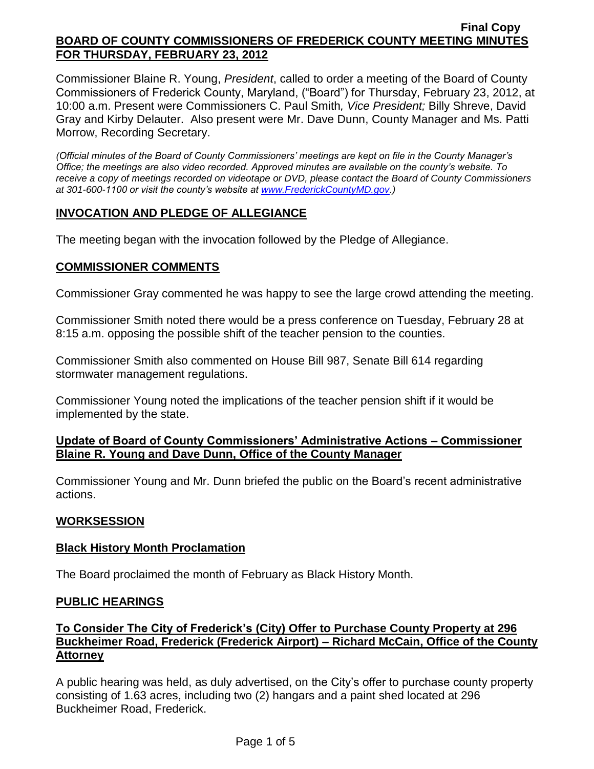Final Copy

**BOARD OF COUNTY COMMISSIONERS OF FREDERICK COUNTY MEETING MINUTES FOR THURSDAY, FEBRUARY 23, 2012**

Commissioner Blaine R. Young, *President*, called to order a meeting of the Board of County Commissioners of Frederick County, Maryland, ("Board") for Thursday, February 23, 2012, at 10:00 a.m. Present were Commissioners C. Paul Smith*, Vice President;* Billy Shreve, David Gray and Kirby Delauter. Also present were Mr. Dave Dunn, County Manager and Ms. Patti Morrow, Recording Secretary.

*(Official minutes of the Board of County Commissioners' meetings are kept on file in the County Manager's Office; the meetings are also video recorded. Approved minutes are available on the county's website. To receive a copy of meetings recorded on videotape or DVD, please contact the Board of County Commissioners at 301-600-1100 or visit the county's website at www.FrederickCountyMD.gov.)*

## INVOCATION AND PLEDGE OF ALLEGIANCE

The meeting began with the invocation followed by the Pledge of Allegiance.

## COMMISSIONER COMMENTS

Commissioner Gray commented he was happy to see the large crowd attending the meeting.

Commissioner Smith noted there would be a press conference on Tuesday, February 28 at 8:15 a.m. opposing the possible shift of the teacher pension to the counties.

Commissioner Smith also commented on House Bill 987, Senate Bill 614 regarding stormwater management regulations.

Commissioner Young noted the implications of the teacher pension shift if it would be implemented by the state.

## Update of Board of County Commissioners' Administrative Actions – Commissioner Blaine R. Young and Dave Dunn, Office of the County Manager

Commissioner Young and Mr. Dunn briefed the public on the Board's recent administrative actions.

## WORKSESSION

### Black History Month Proclamation

The Board proclaimed the month of February as Black History Month.

## PUBLIC HEARINGS

### To Consider The City of Frederick's (City) Offer to Purchase County Property at 296 Buckheimer Road, Frederick (Frederick Airport) – Richard McCain, Office of the County Attorney

A public hearing was held, as duly advertised, on the City's offer to purchase county property consisting of 1.63 acres, including two (2) hangars and a paint shed located at 296 Buckheimer Road, Frederick.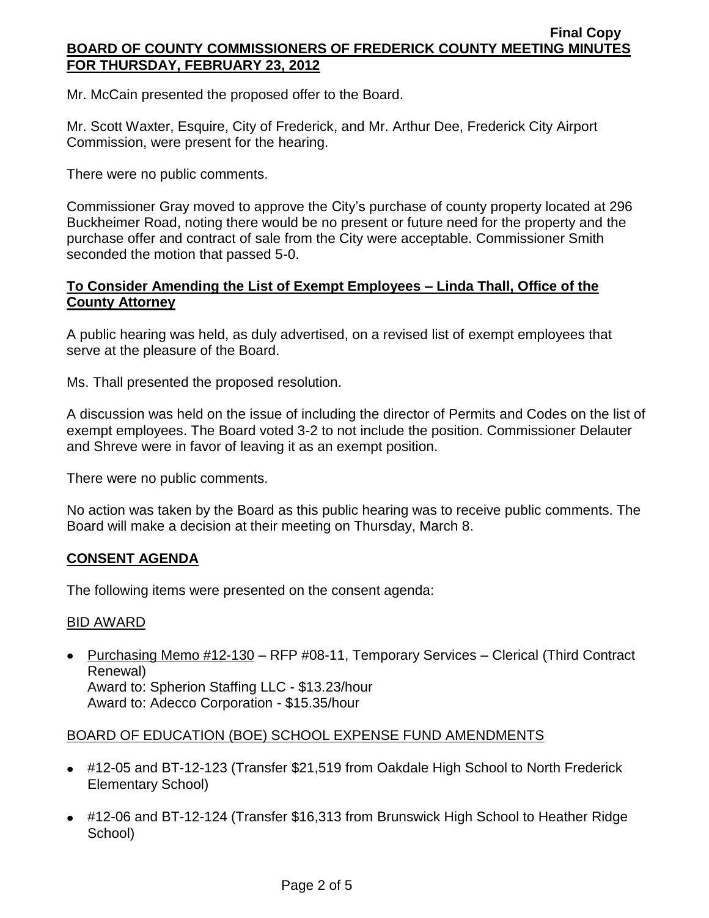Mr. McCain presented the proposed offer to the Board.

Mr. Scott Waxter, Esquire, City of Frederick, and Mr. Arthur Dee, Frederick City Airport Commission, were present for the hearing.

There were no public comments.

Commissioner Gray moved to approve the City's purchase of county property located at 296 Buckheimer Road, noting there would be no present or future need for the property and the purchase offer and contract of sale from the City were acceptable. Commissioner Smith seconded the motion that passed 5-0.

## **To Consider Amending the List of Exempt Employees – Linda Thall, Office of the County Attorney**

A public hearing was held, as duly advertised, on a revised list of exempt employees that serve at the pleasure of the Board.

Ms. Thall presented the proposed resolution.

A discussion was held on the issue of including the director of Permits and Codes on the list of exempt employees. The Board voted 3-2 to not include the position. Commissioner Delauter and Shreve were in favor of leaving it as an exempt position.

There were no public comments.

No action was taken by the Board as this public hearing was to receive public comments. The Board will make a decision at their meeting on Thursday, March 8.

## **CONSENT AGENDA**

The following items were presented on the consent agenda:

### BID AWARD

- Purchasing Memo #12-130 – RFP #08-11, Temporary Services – Clerical (Third Contract Renewal)
  Award to: Spherion Staffing LLC - $13.23/hour
  Award to: Adecco Corporation - $15.35/hour

### BOARD OF EDUCATION (BOE) SCHOOL EXPENSE FUND AMENDMENTS

- #12-05 and BT-12-123 (Transfer $21,519 from Oakdale High School to North Frederick Elementary School)
- #12-06 and BT-12-124 (Transfer $16,313 from Brunswick High School to Heather Ridge School)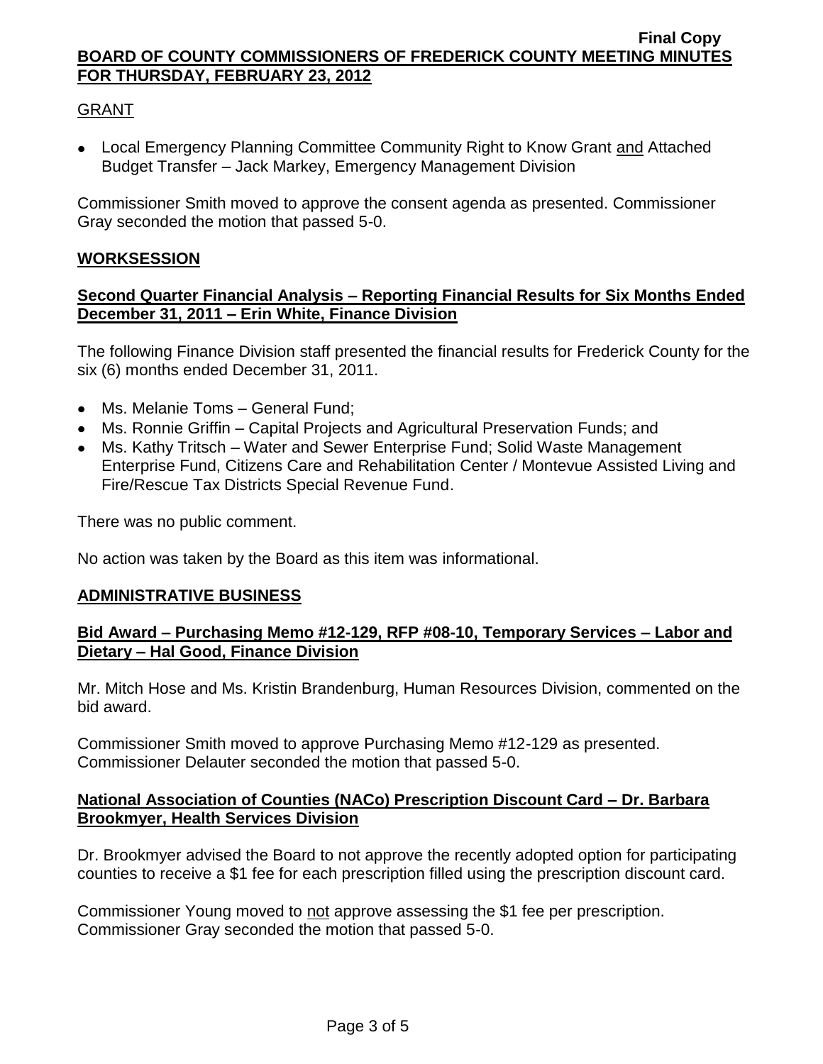GRANT

- Local Emergency Planning Committee Community Right to Know Grant and Attached Budget Transfer – Jack Markey, Emergency Management Division

Commissioner Smith moved to approve the consent agenda as presented. Commissioner Gray seconded the motion that passed 5-0.

## WORKSESSION

### Second Quarter Financial Analysis – Reporting Financial Results for Six Months Ended December 31, 2011 – Erin White, Finance Division

The following Finance Division staff presented the financial results for Frederick County for the six (6) months ended December 31, 2011.

- Ms. Melanie Toms – General Fund;
- Ms. Ronnie Griffin – Capital Projects and Agricultural Preservation Funds; and
- Ms. Kathy Tritsch – Water and Sewer Enterprise Fund; Solid Waste Management Enterprise Fund, Citizens Care and Rehabilitation Center / Montevue Assisted Living and Fire/Rescue Tax Districts Special Revenue Fund.

There was no public comment.

No action was taken by the Board as this item was informational.

## ADMINISTRATIVE BUSINESS

### Bid Award – Purchasing Memo #12-129, RFP #08-10, Temporary Services – Labor and Dietary – Hal Good, Finance Division

Mr. Mitch Hose and Ms. Kristin Brandenburg, Human Resources Division, commented on the bid award.

Commissioner Smith moved to approve Purchasing Memo #12-129 as presented. Commissioner Delauter seconded the motion that passed 5-0.

### National Association of Counties (NACo) Prescription Discount Card – Dr. Barbara Brookmyer, Health Services Division

Dr. Brookmyer advised the Board to not approve the recently adopted option for participating counties to receive a $1 fee for each prescription filled using the prescription discount card.

Commissioner Young moved to not approve assessing the $1 fee per prescription. Commissioner Gray seconded the motion that passed 5-0.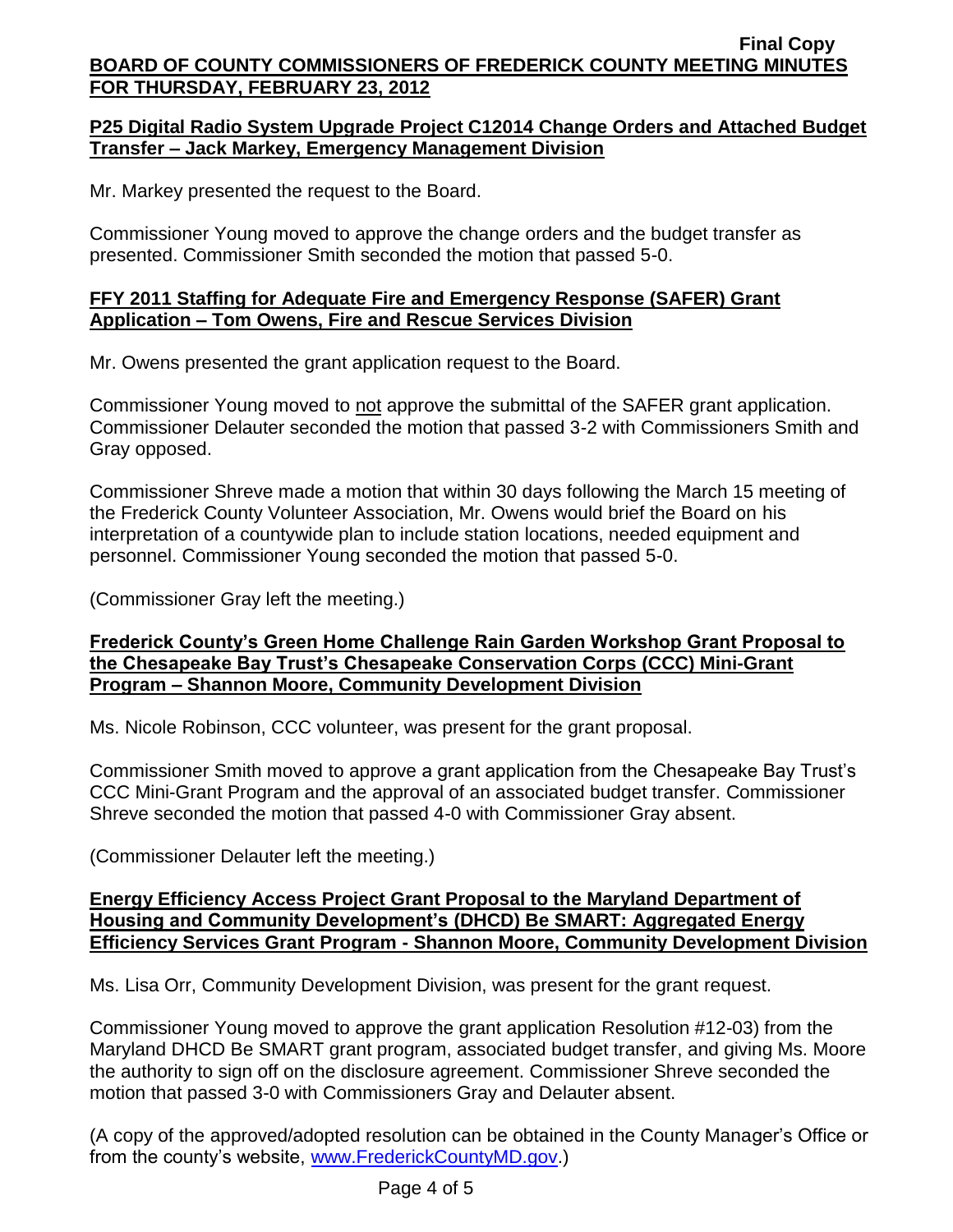**P25 Digital Radio System Upgrade Project C12014 Change Orders and Attached Budget Transfer – Jack Markey, Emergency Management Division**

Mr. Markey presented the request to the Board.

Commissioner Young moved to approve the change orders and the budget transfer as presented. Commissioner Smith seconded the motion that passed 5-0.

**FFY 2011 Staffing for Adequate Fire and Emergency Response (SAFER) Grant Application – Tom Owens, Fire and Rescue Services Division**

Mr. Owens presented the grant application request to the Board.

Commissioner Young moved to not approve the submittal of the SAFER grant application. Commissioner Delauter seconded the motion that passed 3-2 with Commissioners Smith and Gray opposed.

Commissioner Shreve made a motion that within 30 days following the March 15 meeting of the Frederick County Volunteer Association, Mr. Owens would brief the Board on his interpretation of a countywide plan to include station locations, needed equipment and personnel. Commissioner Young seconded the motion that passed 5-0.

(Commissioner Gray left the meeting.)

**Frederick County's Green Home Challenge Rain Garden Workshop Grant Proposal to the Chesapeake Bay Trust's Chesapeake Conservation Corps (CCC) Mini-Grant Program – Shannon Moore, Community Development Division**

Ms. Nicole Robinson, CCC volunteer, was present for the grant proposal.

Commissioner Smith moved to approve a grant application from the Chesapeake Bay Trust's CCC Mini-Grant Program and the approval of an associated budget transfer. Commissioner Shreve seconded the motion that passed 4-0 with Commissioner Gray absent.

(Commissioner Delauter left the meeting.)

**Energy Efficiency Access Project Grant Proposal to the Maryland Department of Housing and Community Development's (DHCD) Be SMART: Aggregated Energy Efficiency Services Grant Program - Shannon Moore, Community Development Division**

Ms. Lisa Orr, Community Development Division, was present for the grant request.

Commissioner Young moved to approve the grant application Resolution #12-03) from the Maryland DHCD Be SMART grant program, associated budget transfer, and giving Ms. Moore the authority to sign off on the disclosure agreement. Commissioner Shreve seconded the motion that passed 3-0 with Commissioners Gray and Delauter absent.

(A copy of the approved/adopted resolution can be obtained in the County Manager's Office or from the county's website, www.FrederickCountyMD.gov.)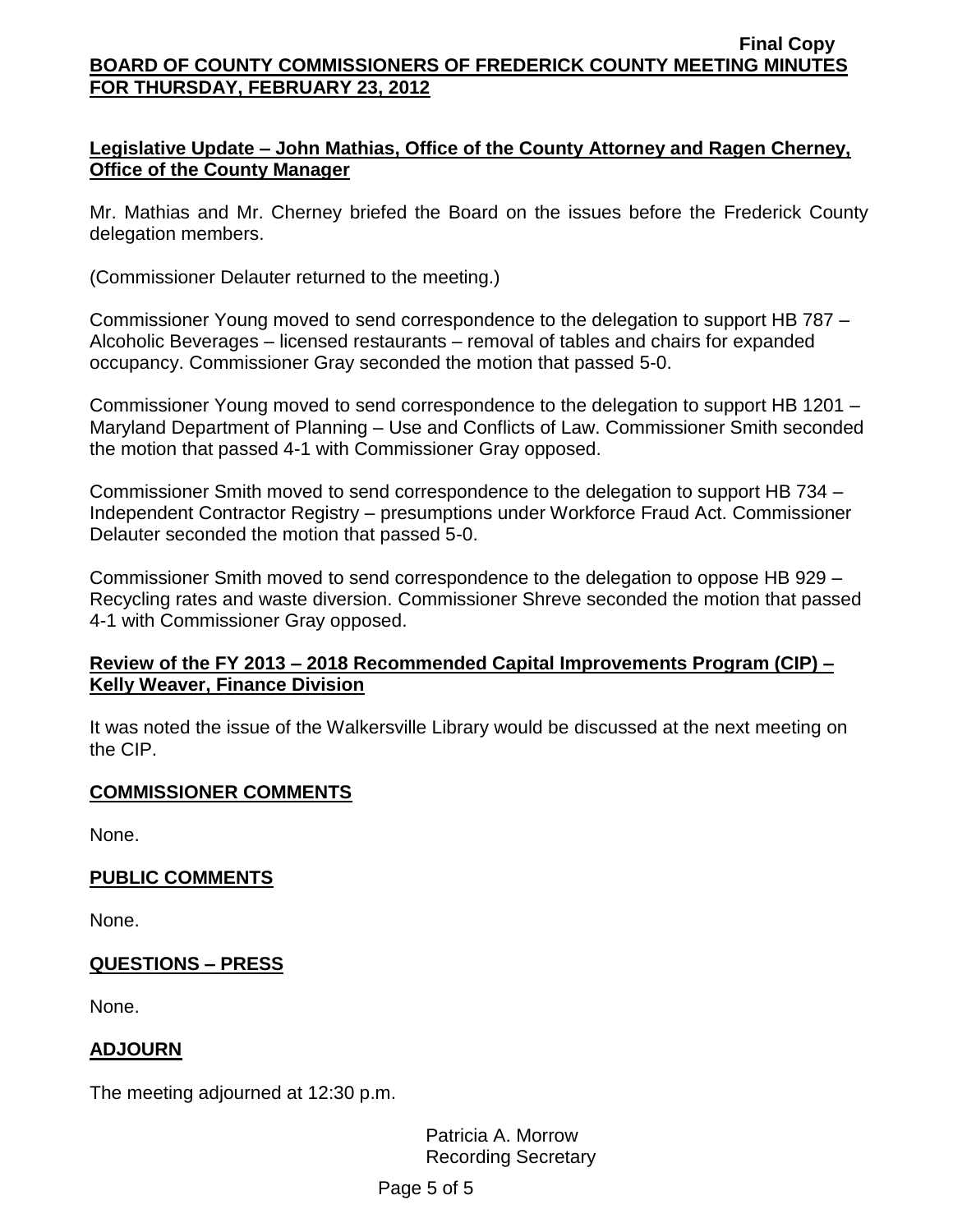**Legislative Update – John Mathias, Office of the County Attorney and Ragen Cherney, Office of the County Manager**

Mr. Mathias and Mr. Cherney briefed the Board on the issues before the Frederick County delegation members.

(Commissioner Delauter returned to the meeting.)

Commissioner Young moved to send correspondence to the delegation to support HB 787 – Alcoholic Beverages – licensed restaurants – removal of tables and chairs for expanded occupancy. Commissioner Gray seconded the motion that passed 5-0.

Commissioner Young moved to send correspondence to the delegation to support HB 1201 – Maryland Department of Planning – Use and Conflicts of Law. Commissioner Smith seconded the motion that passed 4-1 with Commissioner Gray opposed.

Commissioner Smith moved to send correspondence to the delegation to support HB 734 – Independent Contractor Registry – presumptions under Workforce Fraud Act. Commissioner Delauter seconded the motion that passed 5-0.

Commissioner Smith moved to send correspondence to the delegation to oppose HB 929 – Recycling rates and waste diversion. Commissioner Shreve seconded the motion that passed 4-1 with Commissioner Gray opposed.

**Review of the FY 2013 – 2018 Recommended Capital Improvements Program (CIP) – Kelly Weaver, Finance Division**

It was noted the issue of the Walkersville Library would be discussed at the next meeting on the CIP.

## COMMISSIONER COMMENTS

None.

## PUBLIC COMMENTS

None.

## QUESTIONS – PRESS

None.

## ADJOURN

The meeting adjourned at 12:30 p.m.

Patricia A. Morrow
Recording Secretary